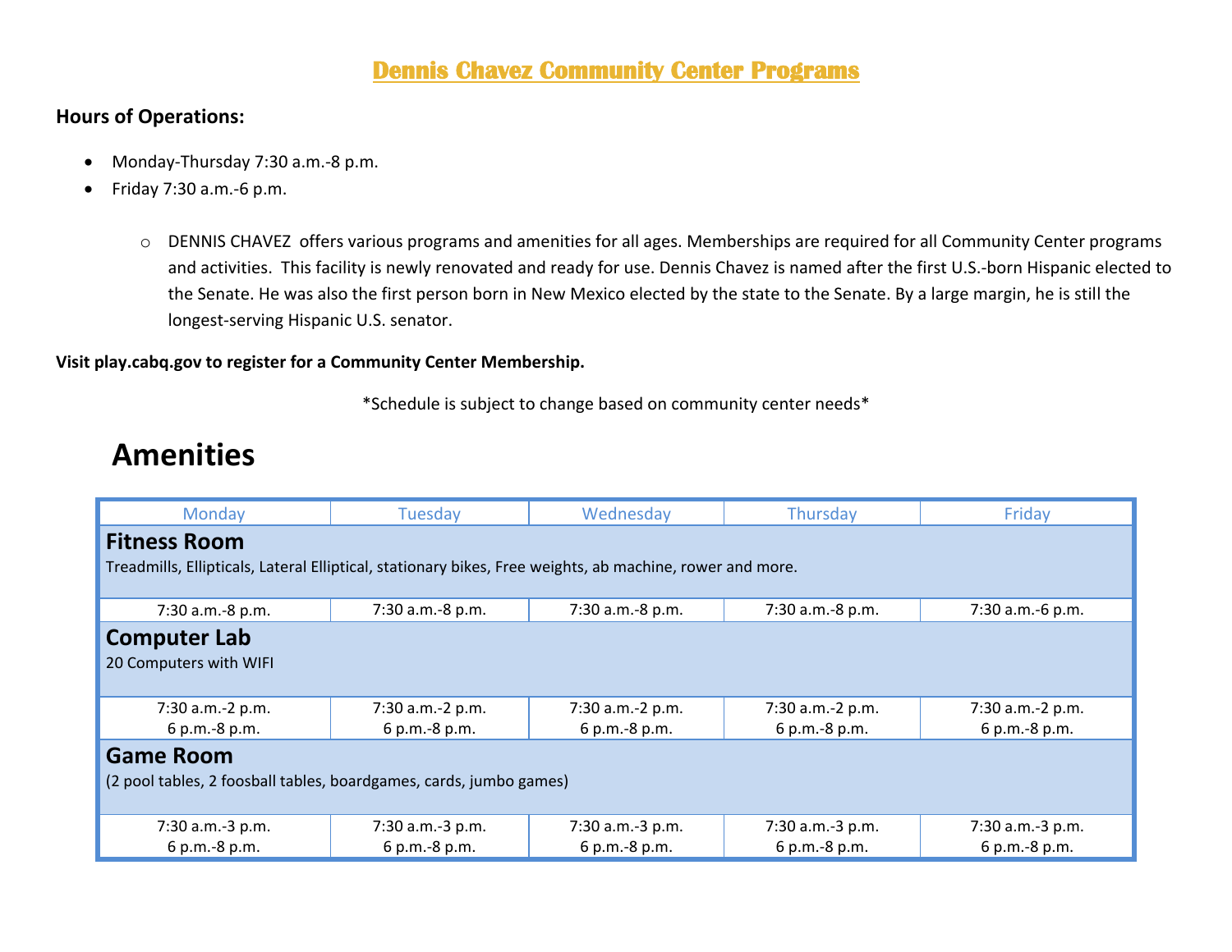# Dennis Chavez Community Center Programs

**Hours of Operations:**

- Monday-Thursday 7:30 a.m.-8 p.m.
- Friday 7:30 a.m.-6 p.m.
  - DENNIS CHAVEZ offers various programs and amenities for all ages. Memberships are required for all Community Center programs and activities. This facility is newly renovated and ready for use. Dennis Chavez is named after the first U.S.-born Hispanic elected to the Senate. He was also the first person born in New Mexico elected by the state to the Senate. By a large margin, he is still the longest-serving Hispanic U.S. senator.

**Visit play.cabq.gov to register for a Community Center Membership.**

*Schedule is subject to change based on community center needs*

## Amenities

| Monday | Tuesday | Wednesday | Thursday | Friday |
|---|---|---|---|---|
| **Fitness Room**<br>Treadmills, Ellipticals, Lateral Elliptical, stationary bikes, Free weights, ab machine, rower and more. | | | | |
| 7:30 a.m.-8 p.m. | 7:30 a.m.-8 p.m. | 7:30 a.m.-8 p.m. | 7:30 a.m.-8 p.m. | 7:30 a.m.-6 p.m. |
| **Computer Lab**<br>20 Computers with WIFI | | | | |
| 7:30 a.m.-2 p.m.<br>6 p.m.-8 p.m. | 7:30 a.m.-2 p.m.<br>6 p.m.-8 p.m. | 7:30 a.m.-2 p.m.<br>6 p.m.-8 p.m. | 7:30 a.m.-2 p.m.<br>6 p.m.-8 p.m. | 7:30 a.m.-2 p.m.<br>6 p.m.-8 p.m. |
| **Game Room**<br>(2 pool tables, 2 foosball tables, boardgames, cards, jumbo games) | | | | |
| 7:30 a.m.-3 p.m.<br>6 p.m.-8 p.m. | 7:30 a.m.-3 p.m.<br>6 p.m.-8 p.m. | 7:30 a.m.-3 p.m.<br>6 p.m.-8 p.m. | 7:30 a.m.-3 p.m.<br>6 p.m.-8 p.m. | 7:30 a.m.-3 p.m.<br>6 p.m.-8 p.m. |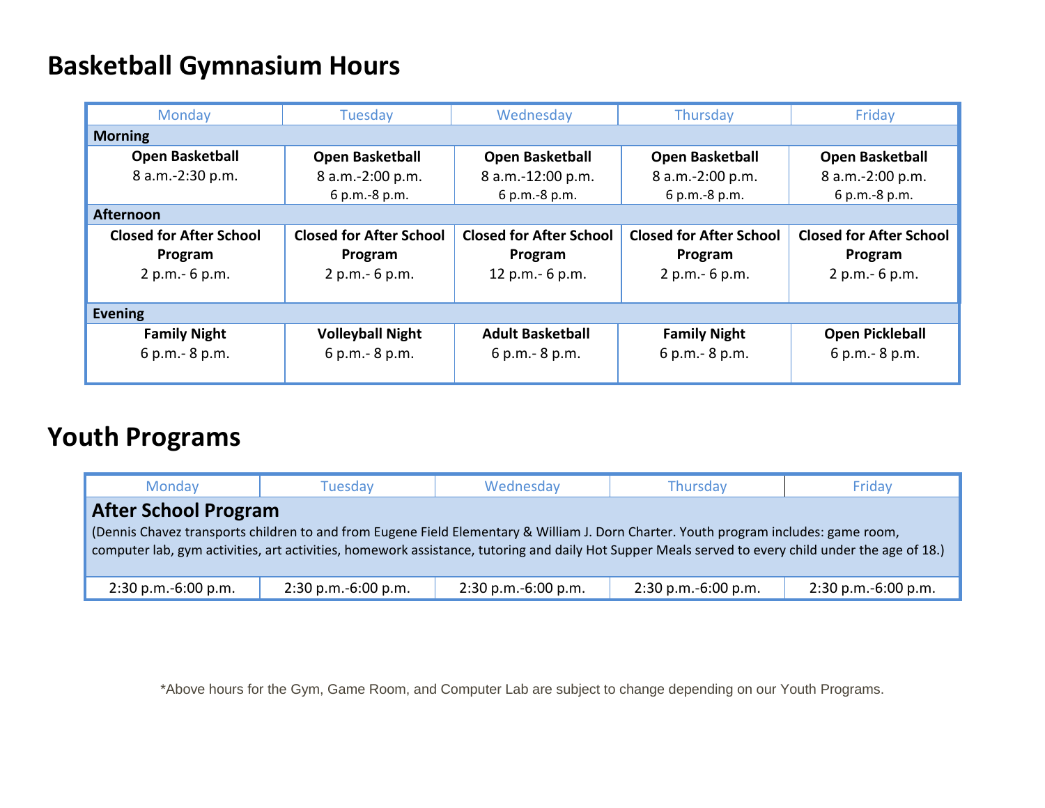# Basketball Gymnasium Hours

| Monday | Tuesday | Wednesday | Thursday | Friday |
|---|---|---|---|---|
| **Morning** | | | | |
| **Open Basketball** 8 a.m.-2:30 p.m. | **Open Basketball** 8 a.m.-2:00 p.m. 6 p.m.-8 p.m. | **Open Basketball** 8 a.m.-12:00 p.m. 6 p.m.-8 p.m. | **Open Basketball** 8 a.m.-2:00 p.m. 6 p.m.-8 p.m. | **Open Basketball** 8 a.m.-2:00 p.m. 6 p.m.-8 p.m. |
| **Afternoon** | | | | |
| **Closed for After School Program** 2 p.m.- 6 p.m. | **Closed for After School Program** 2 p.m.- 6 p.m. | **Closed for After School Program** 12 p.m.- 6 p.m. | **Closed for After School Program** 2 p.m.- 6 p.m. | **Closed for After School Program** 2 p.m.- 6 p.m. |
| **Evening** | | | | |
| **Family Night** 6 p.m.- 8 p.m. | **Volleyball Night** 6 p.m.- 8 p.m. | **Adult Basketball** 6 p.m.- 8 p.m. | **Family Night** 6 p.m.- 8 p.m. | **Open Pickleball** 6 p.m.- 8 p.m. |

# Youth Programs

| Monday | Tuesday | Wednesday | Thursday | Friday |
|---|---|---|---|---|
| **After School Program** (Dennis Chavez transports children to and from Eugene Field Elementary & William J. Dorn Charter. Youth program includes: game room, computer lab, gym activities, art activities, homework assistance, tutoring and daily Hot Supper Meals served to every child under the age of 18.) | | | | |
| 2:30 p.m.-6:00 p.m. | 2:30 p.m.-6:00 p.m. | 2:30 p.m.-6:00 p.m. | 2:30 p.m.-6:00 p.m. | 2:30 p.m.-6:00 p.m. |

*Above hours for the Gym, Game Room, and Computer Lab are subject to change depending on our Youth Programs.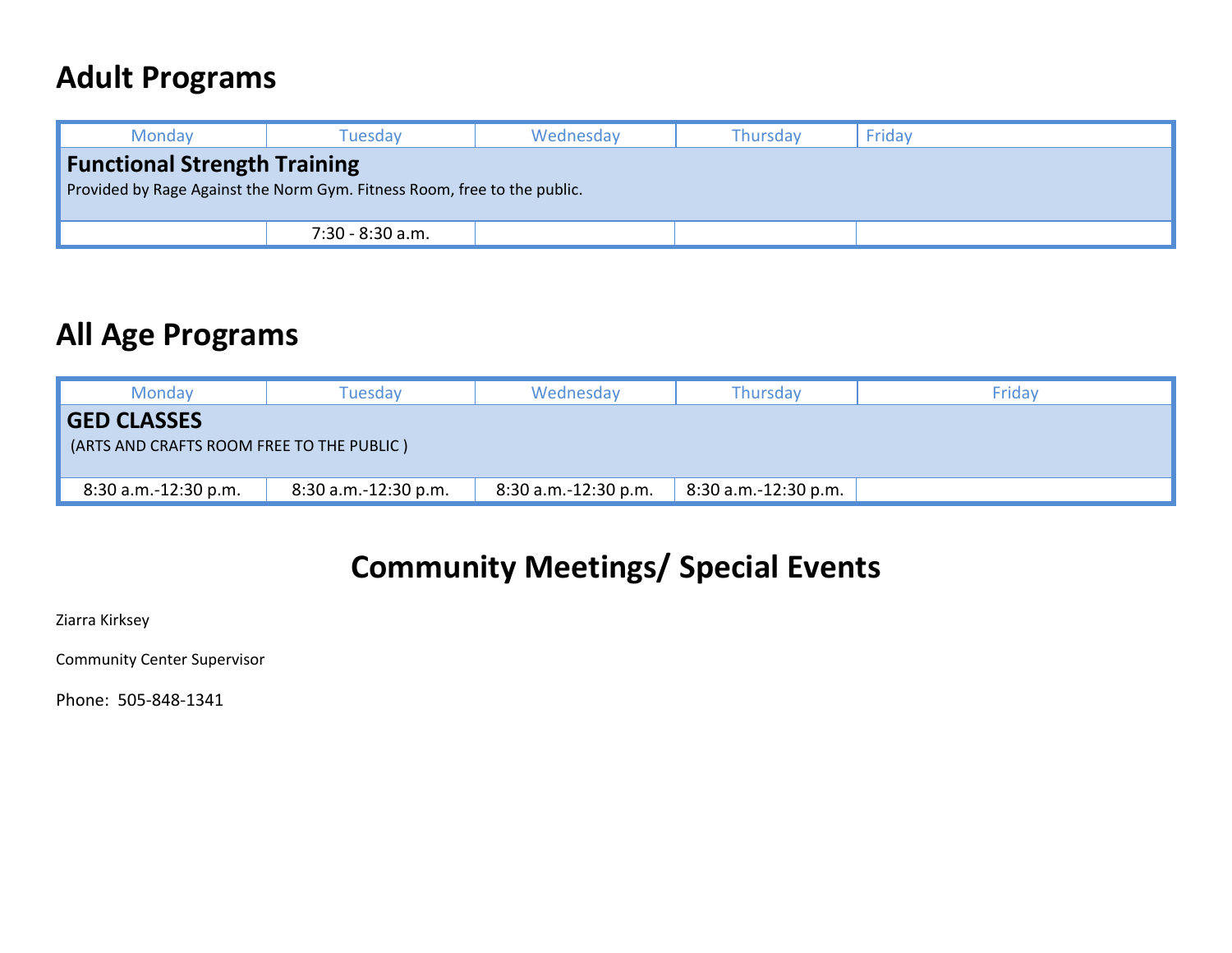## Adult Programs

| Monday | Tuesday | Wednesday | Thursday | Friday |
|---|---|---|---|---|
| **Functional Strength Training** Provided by Rage Against the Norm Gym. Fitness Room, free to the public. | | | | |
| | 7:30 - 8:30 a.m. | | | |

## All Age Programs

| Monday | Tuesday | Wednesday | Thursday | Friday |
|---|---|---|---|---|
| **GED CLASSES** (ARTS AND CRAFTS ROOM FREE TO THE PUBLIC ) | | | | |
| 8:30 a.m.-12:30 p.m. | 8:30 a.m.-12:30 p.m. | 8:30 a.m.-12:30 p.m. | 8:30 a.m.-12:30 p.m. | |

# Community Meetings/ Special Events

Ziarra Kirksey

Community Center Supervisor

Phone: 505-848-1341